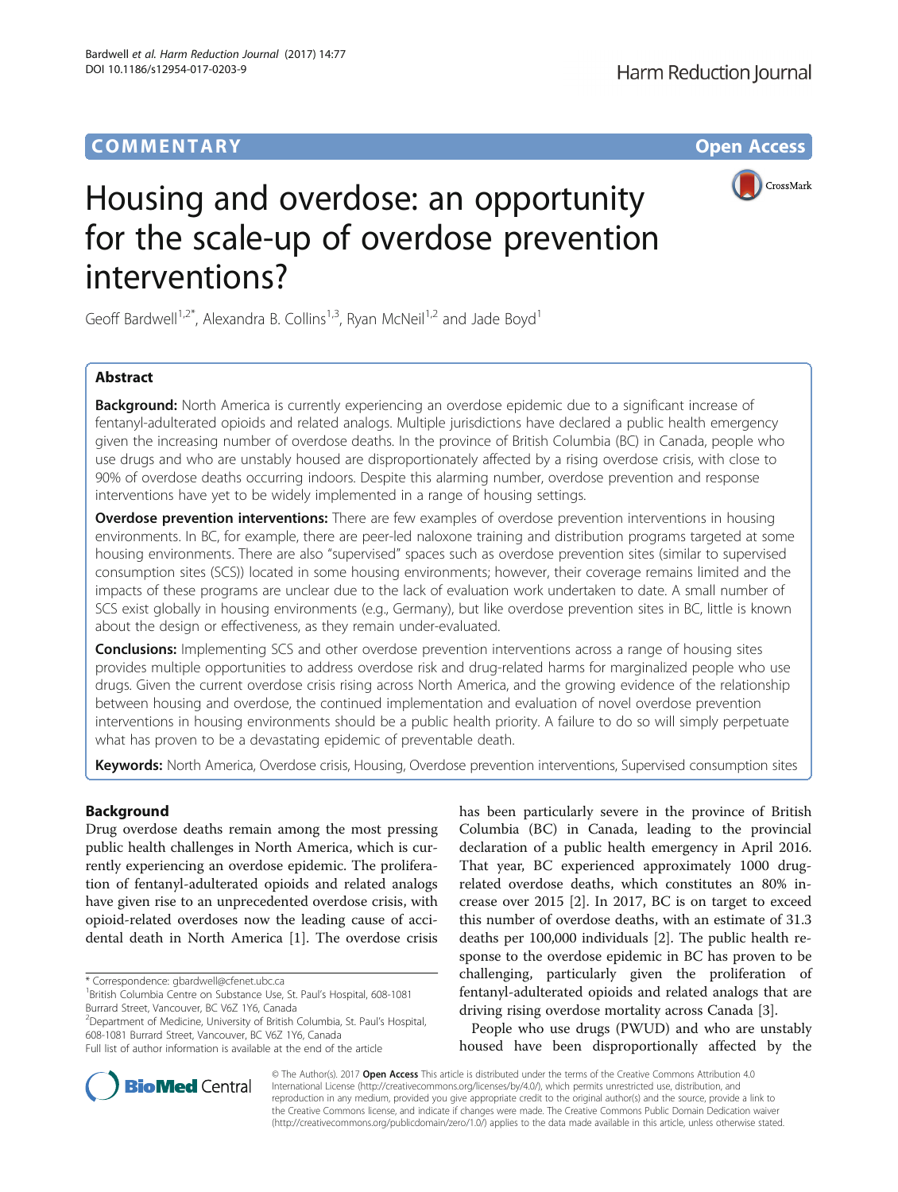COMMENTARY **Open Access**

# Housing and overdose: an opportunity for the scale-up of overdose prevention interventions?

Geoff Bardwell[1,2*], Alexandra B. Collins[1,3], Ryan McNeil[1,2] and Jade Boyd[1]

## Abstract

**Background:** North America is currently experiencing an overdose epidemic due to a significant increase of fentanyl-adulterated opioids and related analogs. Multiple jurisdictions have declared a public health emergency given the increasing number of overdose deaths. In the province of British Columbia (BC) in Canada, people who use drugs and who are unstably housed are disproportionately affected by a rising overdose crisis, with close to 90% of overdose deaths occurring indoors. Despite this alarming number, overdose prevention and response interventions have yet to be widely implemented in a range of housing settings.

**Overdose prevention interventions:** There are few examples of overdose prevention interventions in housing environments. In BC, for example, there are peer-led naloxone training and distribution programs targeted at some housing environments. There are also "supervised" spaces such as overdose prevention sites (similar to supervised consumption sites (SCS)) located in some housing environments; however, their coverage remains limited and the impacts of these programs are unclear due to the lack of evaluation work undertaken to date. A small number of SCS exist globally in housing environments (e.g., Germany), but like overdose prevention sites in BC, little is known about the design or effectiveness, as they remain under-evaluated.

**Conclusions:** Implementing SCS and other overdose prevention interventions across a range of housing sites provides multiple opportunities to address overdose risk and drug-related harms for marginalized people who use drugs. Given the current overdose crisis rising across North America, and the growing evidence of the relationship between housing and overdose, the continued implementation and evaluation of novel overdose prevention interventions in housing environments should be a public health priority. A failure to do so will simply perpetuate what has proven to be a devastating epidemic of preventable death.

**Keywords:** North America, Overdose crisis, Housing, Overdose prevention interventions, Supervised consumption sites

## Background

Drug overdose deaths remain among the most pressing public health challenges in North America, which is currently experiencing an overdose epidemic. The proliferation of fentanyl-adulterated opioids and related analogs have given rise to an unprecedented overdose crisis, with opioid-related overdoses now the leading cause of accidental death in North America [1]. The overdose crisis has been particularly severe in the province of British Columbia (BC) in Canada, leading to the provincial declaration of a public health emergency in April 2016. That year, BC experienced approximately 1000 drug-related overdose deaths, which constitutes an 80% increase over 2015 [2]. In 2017, BC is on target to exceed this number of overdose deaths, with an estimate of 31.3 deaths per 100,000 individuals [2]. The public health response to the overdose epidemic in BC has proven to be challenging, particularly given the proliferation of fentanyl-adulterated opioids and related analogs that are driving rising overdose mortality across Canada [3].

People who use drugs (PWUD) and who are unstably housed have been disproportionally affected by the

\* Correspondence: gbardwell@cfenet.ubc.ca

[1]British Columbia Centre on Substance Use, St. Paul's Hospital, 608-1081 Burrard Street, Vancouver, BC V6Z 1Y6, Canada

[2]Department of Medicine, University of British Columbia, St. Paul's Hospital, 608-1081 Burrard Street, Vancouver, BC V6Z 1Y6, Canada

Full list of author information is available at the end of the article

© The Author(s). 2017 **Open Access** This article is distributed under the terms of the Creative Commons Attribution 4.0 International License (http://creativecommons.org/licenses/by/4.0/), which permits unrestricted use, distribution, and reproduction in any medium, provided you give appropriate credit to the original author(s) and the source, provide a link to the Creative Commons license, and indicate if changes were made. The Creative Commons Public Domain Dedication waiver (http://creativecommons.org/publicdomain/zero/1.0/) applies to the data made available in this article, unless otherwise stated.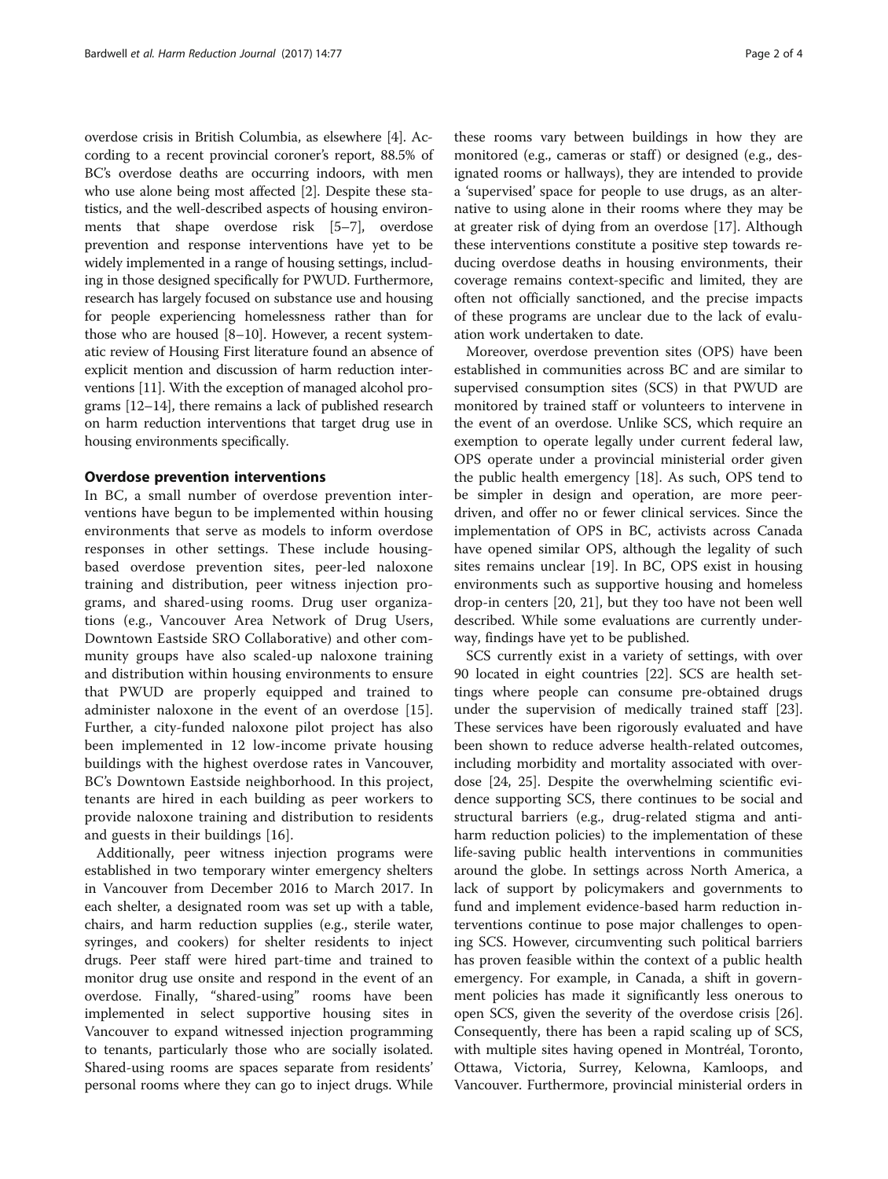overdose crisis in British Columbia, as elsewhere [4]. According to a recent provincial coroner's report, 88.5% of BC's overdose deaths are occurring indoors, with men who use alone being most affected [2]. Despite these statistics, and the well-described aspects of housing environments that shape overdose risk [5–7], overdose prevention and response interventions have yet to be widely implemented in a range of housing settings, including in those designed specifically for PWUD. Furthermore, research has largely focused on substance use and housing for people experiencing homelessness rather than for those who are housed [8–10]. However, a recent systematic review of Housing First literature found an absence of explicit mention and discussion of harm reduction interventions [11]. With the exception of managed alcohol programs [12–14], there remains a lack of published research on harm reduction interventions that target drug use in housing environments specifically.

## Overdose prevention interventions

In BC, a small number of overdose prevention interventions have begun to be implemented within housing environments that serve as models to inform overdose responses in other settings. These include housing-based overdose prevention sites, peer-led naloxone training and distribution, peer witness injection programs, and shared-using rooms. Drug user organizations (e.g., Vancouver Area Network of Drug Users, Downtown Eastside SRO Collaborative) and other community groups have also scaled-up naloxone training and distribution within housing environments to ensure that PWUD are properly equipped and trained to administer naloxone in the event of an overdose [15]. Further, a city-funded naloxone pilot project has also been implemented in 12 low-income private housing buildings with the highest overdose rates in Vancouver, BC's Downtown Eastside neighborhood. In this project, tenants are hired in each building as peer workers to provide naloxone training and distribution to residents and guests in their buildings [16].

Additionally, peer witness injection programs were established in two temporary winter emergency shelters in Vancouver from December 2016 to March 2017. In each shelter, a designated room was set up with a table, chairs, and harm reduction supplies (e.g., sterile water, syringes, and cookers) for shelter residents to inject drugs. Peer staff were hired part-time and trained to monitor drug use onsite and respond in the event of an overdose. Finally, "shared-using" rooms have been implemented in select supportive housing sites in Vancouver to expand witnessed injection programming to tenants, particularly those who are socially isolated. Shared-using rooms are spaces separate from residents' personal rooms where they can go to inject drugs. While these rooms vary between buildings in how they are monitored (e.g., cameras or staff) or designed (e.g., designated rooms or hallways), they are intended to provide a 'supervised' space for people to use drugs, as an alternative to using alone in their rooms where they may be at greater risk of dying from an overdose [17]. Although these interventions constitute a positive step towards reducing overdose deaths in housing environments, their coverage remains context-specific and limited, they are often not officially sanctioned, and the precise impacts of these programs are unclear due to the lack of evaluation work undertaken to date.

Moreover, overdose prevention sites (OPS) have been established in communities across BC and are similar to supervised consumption sites (SCS) in that PWUD are monitored by trained staff or volunteers to intervene in the event of an overdose. Unlike SCS, which require an exemption to operate legally under current federal law, OPS operate under a provincial ministerial order given the public health emergency [18]. As such, OPS tend to be simpler in design and operation, are more peer-driven, and offer no or fewer clinical services. Since the implementation of OPS in BC, activists across Canada have opened similar OPS, although the legality of such sites remains unclear [19]. In BC, OPS exist in housing environments such as supportive housing and homeless drop-in centers [20, 21], but they too have not been well described. While some evaluations are currently underway, findings have yet to be published.

SCS currently exist in a variety of settings, with over 90 located in eight countries [22]. SCS are health settings where people can consume pre-obtained drugs under the supervision of medically trained staff [23]. These services have been rigorously evaluated and have been shown to reduce adverse health-related outcomes, including morbidity and mortality associated with overdose [24, 25]. Despite the overwhelming scientific evidence supporting SCS, there continues to be social and structural barriers (e.g., drug-related stigma and anti-harm reduction policies) to the implementation of these life-saving public health interventions in communities around the globe. In settings across North America, a lack of support by policymakers and governments to fund and implement evidence-based harm reduction interventions continue to pose major challenges to opening SCS. However, circumventing such political barriers has proven feasible within the context of a public health emergency. For example, in Canada, a shift in government policies has made it significantly less onerous to open SCS, given the severity of the overdose crisis [26]. Consequently, there has been a rapid scaling up of SCS, with multiple sites having opened in Montréal, Toronto, Ottawa, Victoria, Surrey, Kelowna, Kamloops, and Vancouver. Furthermore, provincial ministerial orders in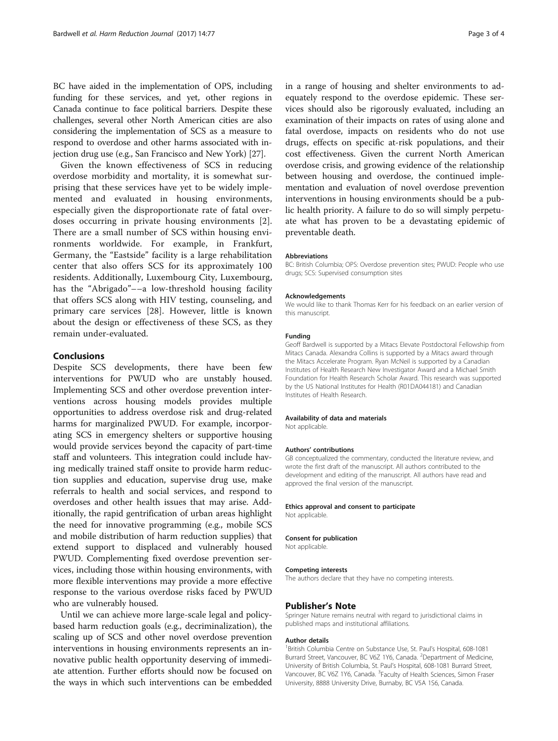BC have aided in the implementation of OPS, including funding for these services, and yet, other regions in Canada continue to face political barriers. Despite these challenges, several other North American cities are also considering the implementation of SCS as a measure to respond to overdose and other harms associated with injection drug use (e.g., San Francisco and New York) [27].

Given the known effectiveness of SCS in reducing overdose morbidity and mortality, it is somewhat surprising that these services have yet to be widely implemented and evaluated in housing environments, especially given the disproportionate rate of fatal overdoses occurring in private housing environments [2]. There are a small number of SCS within housing environments worldwide. For example, in Frankfurt, Germany, the "Eastside" facility is a large rehabilitation center that also offers SCS for its approximately 100 residents. Additionally, Luxembourg City, Luxembourg, has the "Abrigado"––a low-threshold housing facility that offers SCS along with HIV testing, counseling, and primary care services [28]. However, little is known about the design or effectiveness of these SCS, as they remain under-evaluated.

## Conclusions

Despite SCS developments, there have been few interventions for PWUD who are unstably housed. Implementing SCS and other overdose prevention interventions across housing models provides multiple opportunities to address overdose risk and drug-related harms for marginalized PWUD. For example, incorporating SCS in emergency shelters or supportive housing would provide services beyond the capacity of part-time staff and volunteers. This integration could include having medically trained staff onsite to provide harm reduction supplies and education, supervise drug use, make referrals to health and social services, and respond to overdoses and other health issues that may arise. Additionally, the rapid gentrification of urban areas highlight the need for innovative programming (e.g., mobile SCS and mobile distribution of harm reduction supplies) that extend support to displaced and vulnerably housed PWUD. Complementing fixed overdose prevention services, including those within housing environments, with more flexible interventions may provide a more effective response to the various overdose risks faced by PWUD who are vulnerably housed.

Until we can achieve more large-scale legal and policy-based harm reduction goals (e.g., decriminalization), the scaling up of SCS and other novel overdose prevention interventions in housing environments represents an innovative public health opportunity deserving of immediate attention. Further efforts should now be focused on the ways in which such interventions can be embedded in a range of housing and shelter environments to adequately respond to the overdose epidemic. These services should also be rigorously evaluated, including an examination of their impacts on rates of using alone and fatal overdose, impacts on residents who do not use drugs, effects on specific at-risk populations, and their cost effectiveness. Given the current North American overdose crisis, and growing evidence of the relationship between housing and overdose, the continued implementation and evaluation of novel overdose prevention interventions in housing environments should be a public health priority. A failure to do so will simply perpetuate what has proven to be a devastating epidemic of preventable death.

#### Abbreviations
BC: British Columbia; OPS: Overdose prevention sites; PWUD: People who use drugs; SCS: Supervised consumption sites

#### Acknowledgements
We would like to thank Thomas Kerr for his feedback on an earlier version of this manuscript.

#### Funding
Geoff Bardwell is supported by a Mitacs Elevate Postdoctoral Fellowship from Mitacs Canada. Alexandra Collins is supported by a Mitacs award through the Mitacs Accelerate Program. Ryan McNeil is supported by a Canadian Institutes of Health Research New Investigator Award and a Michael Smith Foundation for Health Research Scholar Award. This research was supported by the US National Institutes for Health (R01DA044181) and Canadian Institutes of Health Research.

#### Availability of data and materials
Not applicable.

#### Authors' contributions
GB conceptualized the commentary, conducted the literature review, and wrote the first draft of the manuscript. All authors contributed to the development and editing of the manuscript. All authors have read and approved the final version of the manuscript.

#### Ethics approval and consent to participate
Not applicable.

#### Consent for publication
Not applicable.

#### Competing interests
The authors declare that they have no competing interests.

## Publisher's Note

Springer Nature remains neutral with regard to jurisdictional claims in published maps and institutional affiliations.

#### Author details
[1]British Columbia Centre on Substance Use, St. Paul's Hospital, 608-1081 Burrard Street, Vancouver, BC V6Z 1Y6, Canada. [2]Department of Medicine, University of British Columbia, St. Paul's Hospital, 608-1081 Burrard Street, Vancouver, BC V6Z 1Y6, Canada. [3]Faculty of Health Sciences, Simon Fraser University, 8888 University Drive, Burnaby, BC V5A 1S6, Canada.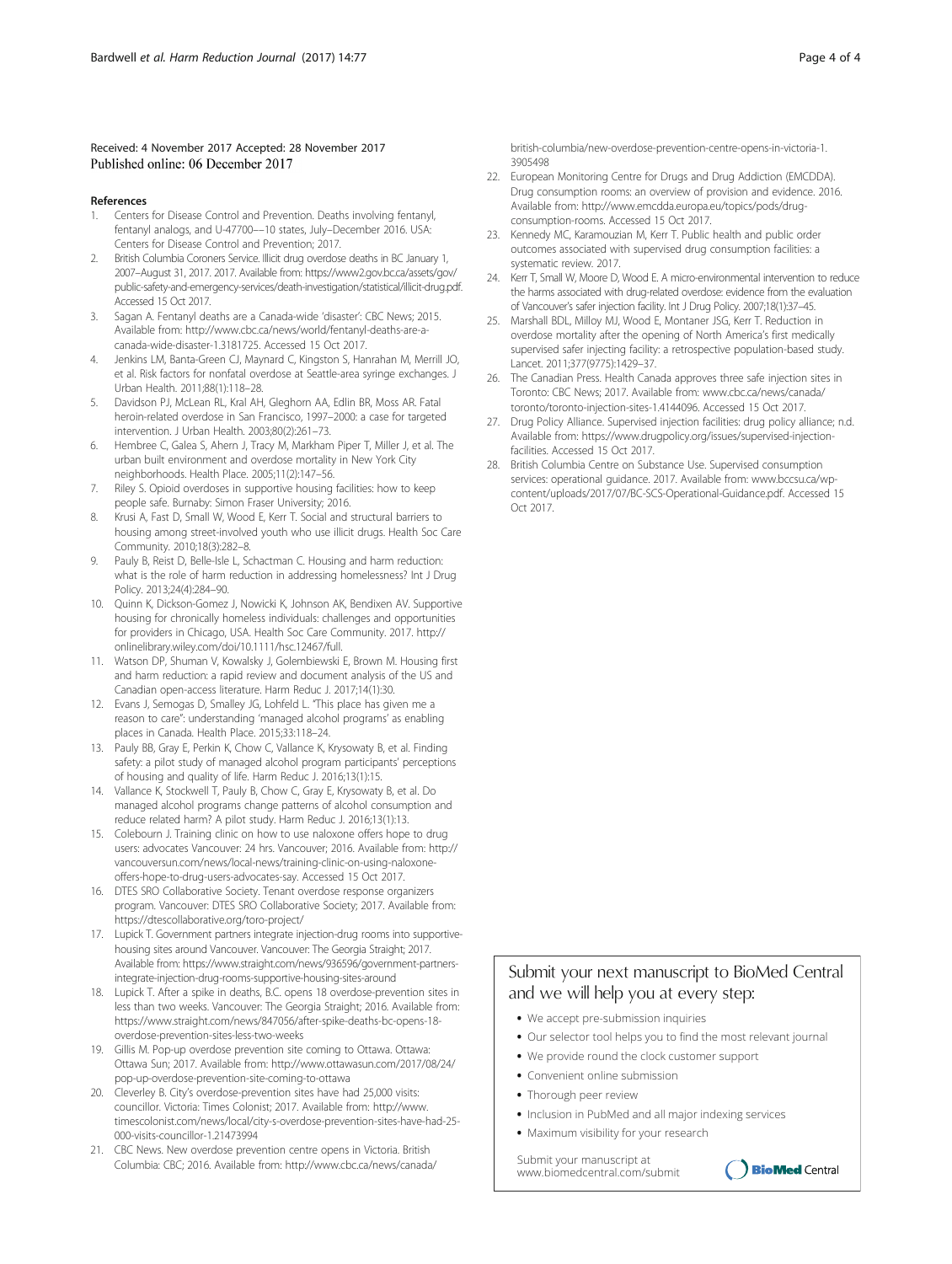Received: 4 November 2017 Accepted: 28 November 2017
Published online: 06 December 2017

## References

1. Centers for Disease Control and Prevention. Deaths involving fentanyl, fentanyl analogs, and U-47700—10 states, July–December 2016. USA: Centers for Disease Control and Prevention; 2017.
2. British Columbia Coroners Service. Illicit drug overdose deaths in BC January 1, 2007–August 31, 2017. 2017. Available from: https://www2.gov.bc.ca/assets/gov/public-safety-and-emergency-services/death-investigation/statistical/illicit-drug.pdf. Accessed 15 Oct 2017.
3. Sagan A. Fentanyl deaths are a Canada-wide 'disaster': CBC News; 2015. Available from: http://www.cbc.ca/news/world/fentanyl-deaths-are-a-canada-wide-disaster-1.3181725. Accessed 15 Oct 2017.
4. Jenkins LM, Banta-Green CJ, Maynard C, Kingston S, Hanrahan M, Merrill JO, et al. Risk factors for nonfatal overdose at Seattle-area syringe exchanges. J Urban Health. 2011;88(1):118–28.
5. Davidson PJ, McLean RL, Kral AH, Gleghorn AA, Edlin BR, Moss AR. Fatal heroin-related overdose in San Francisco, 1997–2000: a case for targeted intervention. J Urban Health. 2003;80(2):261–73.
6. Hembree C, Galea S, Ahern J, Tracy M, Markham Piper T, Miller J, et al. The urban built environment and overdose mortality in New York City neighborhoods. Health Place. 2005;11(2):147–56.
7. Riley S. Opioid overdoses in supportive housing facilities: how to keep people safe. Burnaby: Simon Fraser University; 2016.
8. Krusi A, Fast D, Small W, Wood E, Kerr T. Social and structural barriers to housing among street-involved youth who use illicit drugs. Health Soc Care Community. 2010;18(3):282–8.
9. Pauly B, Reist D, Belle-Isle L, Schactman C. Housing and harm reduction: what is the role of harm reduction in addressing homelessness? Int J Drug Policy. 2013;24(4):284–90.
10. Quinn K, Dickson-Gomez J, Nowicki K, Johnson AK, Bendixen AV. Supportive housing for chronically homeless individuals: challenges and opportunities for providers in Chicago, USA. Health Soc Care Community. 2017. http://onlinelibrary.wiley.com/doi/10.1111/hsc.12467/full.
11. Watson DP, Shuman V, Kowalsky J, Golembiewski E, Brown M. Housing first and harm reduction: a rapid review and document analysis of the US and Canadian open-access literature. Harm Reduc J. 2017;14(1):30.
12. Evans J, Semogas D, Smalley JG, Lohfeld L. "This place has given me a reason to care": understanding 'managed alcohol programs' as enabling places in Canada. Health Place. 2015;33:118–24.
13. Pauly BB, Gray E, Perkin K, Chow C, Vallance K, Krysowaty B, et al. Finding safety: a pilot study of managed alcohol program participants' perceptions of housing and quality of life. Harm Reduc J. 2016;13(1):15.
14. Vallance K, Stockwell T, Pauly B, Chow C, Gray E, Krysowaty B, et al. Do managed alcohol programs change patterns of alcohol consumption and reduce related harm? A pilot study. Harm Reduc J. 2016;13(1):13.
15. Colebourn J. Training clinic on how to use naloxone offers hope to drug users: advocates Vancouver: 24 hrs. Vancouver; 2016. Available from: http://vancouversun.com/news/local-news/training-clinic-on-using-naloxone-offers-hope-to-drug-users-advocates-say. Accessed 15 Oct 2017.
16. DTES SRO Collaborative Society. Tenant overdose response organizers program. Vancouver: DTES SRO Collaborative Society; 2017. Available from: https://dtescollaborative.org/toro-project/
17. Lupick T. Government partners integrate injection-drug rooms into supportive-housing sites around Vancouver. Vancouver: The Georgia Straight; 2017. Available from: https://www.straight.com/news/936596/government-partners-integrate-injection-drug-rooms-supportive-housing-sites-around
18. Lupick T. After a spike in deaths, B.C. opens 18 overdose-prevention sites in less than two weeks. Vancouver: The Georgia Straight; 2016. Available from: https://www.straight.com/news/847056/after-spike-deaths-bc-opens-18-overdose-prevention-sites-less-two-weeks
19. Gillis M. Pop-up overdose prevention site coming to Ottawa. Ottawa: Ottawa Sun; 2017. Available from: http://www.ottawasun.com/2017/08/24/pop-up-overdose-prevention-site-coming-to-ottawa
20. Cleverley B. City's overdose-prevention sites have had 25,000 visits: councillor. Victoria: Times Colonist; 2017. Available from: http://www.timescolonist.com/news/local/city-s-overdose-prevention-sites-have-had-25-000-visits-councillor-1.21473994
21. CBC News. New overdose prevention centre opens in Victoria. British Columbia: CBC; 2016. Available from: http://www.cbc.ca/news/canada/british-columbia/new-overdose-prevention-centre-opens-in-victoria-1.3905498
22. European Monitoring Centre for Drugs and Drug Addiction (EMCDDA). Drug consumption rooms: an overview of provision and evidence. 2016. Available from: http://www.emcdda.europa.eu/topics/pods/drug-consumption-rooms. Accessed 15 Oct 2017.
23. Kennedy MC, Karamouzian M, Kerr T. Public health and public order outcomes associated with supervised drug consumption facilities: a systematic review. 2017.
24. Kerr T, Small W, Moore D, Wood E. A micro-environmental intervention to reduce the harms associated with drug-related overdose: evidence from the evaluation of Vancouver's safer injection facility. Int J Drug Policy. 2007;18(1):37–45.
25. Marshall BDL, Milloy MJ, Wood E, Montaner JSG, Kerr T. Reduction in overdose mortality after the opening of North America's first medically supervised safer injecting facility: a retrospective population-based study. Lancet. 2011;377(9775):1429–37.
26. The Canadian Press. Health Canada approves three safe injection sites in Toronto: CBC News; 2017. Available from: www.cbc.ca/news/canada/toronto/toronto-injection-sites-1.4144096. Accessed 15 Oct 2017.
27. Drug Policy Alliance. Supervised injection facilities: drug policy alliance; n.d. Available from: https://www.drugpolicy.org/issues/supervised-injection-facilities. Accessed 15 Oct 2017.
28. British Columbia Centre on Substance Use. Supervised consumption services: operational guidance. 2017. Available from: www.bccsu.ca/wp-content/uploads/2017/07/BC-SCS-Operational-Guidance.pdf. Accessed 15 Oct 2017.

Submit your next manuscript to BioMed Central and we will help you at every step:

- We accept pre-submission inquiries
- Our selector tool helps you to find the most relevant journal
- We provide round the clock customer support
- Convenient online submission
- Thorough peer review
- Inclusion in PubMed and all major indexing services
- Maximum visibility for your research

Submit your manuscript at
www.biomedcentral.com/submit

BioMed Central